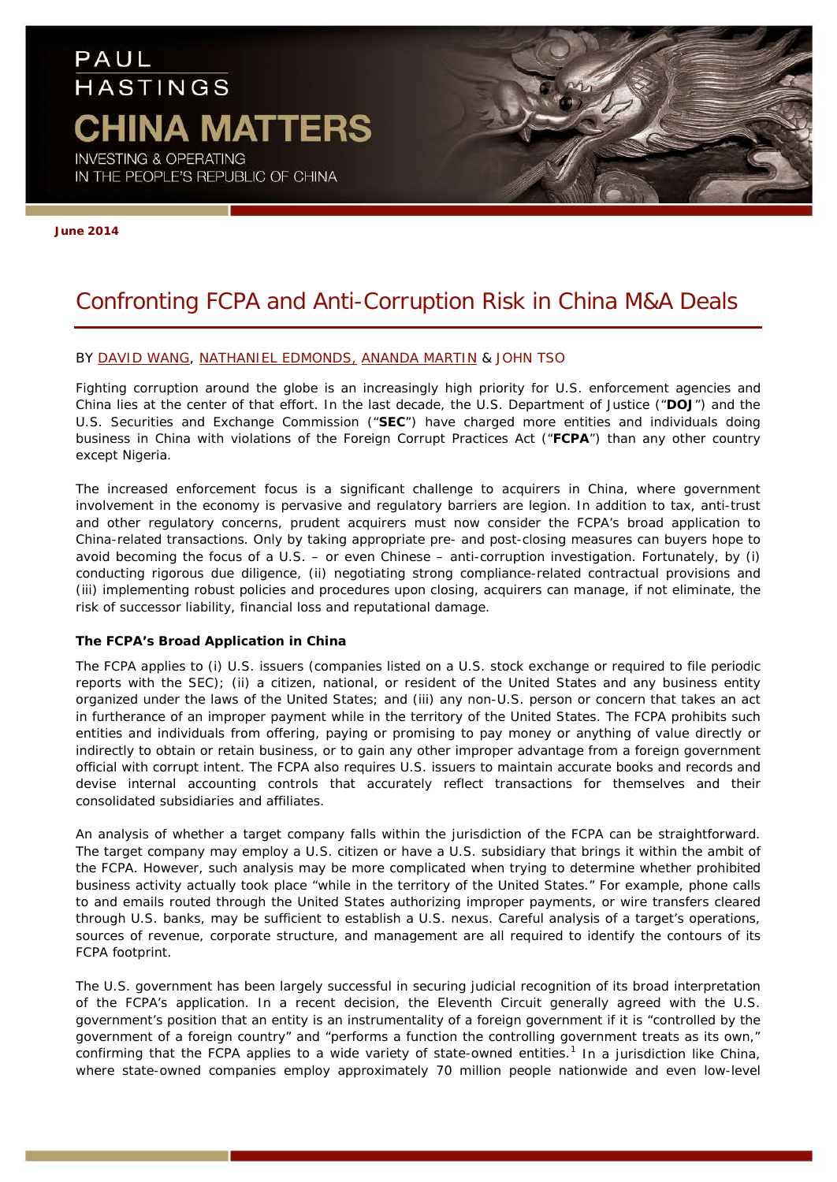PAUL HASTINGS

CHINA MATTERS

INVESTING & OPERATING IN THE PEOPLE'S REPUBLIC OF CHINA

**June 2014**

# Confronting FCPA and Anti-Corruption Risk in China M&A Deals

BY DAVID WANG, NATHANIEL EDMONDS, ANANDA MARTIN & JOHN TSO

Fighting corruption around the globe is an increasingly high priority for U.S. enforcement agencies and China lies at the center of that effort. In the last decade, the U.S. Department of Justice ("**DOJ**") and the U.S. Securities and Exchange Commission ("**SEC**") have charged more entities and individuals doing business in China with violations of the Foreign Corrupt Practices Act ("**FCPA**") than any other country except Nigeria.

The increased enforcement focus is a significant challenge to acquirers in China, where government involvement in the economy is pervasive and regulatory barriers are legion. In addition to tax, anti-trust and other regulatory concerns, prudent acquirers must now consider the FCPA's broad application to China-related transactions. Only by taking appropriate pre- and post-closing measures can buyers hope to avoid becoming the focus of a U.S. – or even Chinese – anti-corruption investigation. Fortunately, by (i) conducting rigorous due diligence, (ii) negotiating strong compliance-related contractual provisions and (iii) implementing robust policies and procedures upon closing, acquirers can manage, if not eliminate, the risk of successor liability, financial loss and reputational damage.

**The FCPA's Broad Application in China**

The FCPA applies to (i) U.S. issuers (companies listed on a U.S. stock exchange or required to file periodic reports with the SEC); (ii) a citizen, national, or resident of the United States and any business entity organized under the laws of the United States; and (iii) any non-U.S. person or concern that takes an act in furtherance of an improper payment while in the territory of the United States. The FCPA prohibits such entities and individuals from offering, paying or promising to pay money or anything of value directly or indirectly to obtain or retain business, or to gain any other improper advantage from a foreign government official with corrupt intent. The FCPA also requires U.S. issuers to maintain accurate books and records and devise internal accounting controls that accurately reflect transactions for themselves and their consolidated subsidiaries and affiliates.

An analysis of whether a target company falls within the jurisdiction of the FCPA can be straightforward. The target company may employ a U.S. citizen or have a U.S. subsidiary that brings it within the ambit of the FCPA. However, such analysis may be more complicated when trying to determine whether prohibited business activity actually took place "while in the territory of the United States." For example, phone calls to and emails routed through the United States authorizing improper payments, or wire transfers cleared through U.S. banks, may be sufficient to establish a U.S. nexus. Careful analysis of a target's operations, sources of revenue, corporate structure, and management are all required to identify the contours of its FCPA footprint.

The U.S. government has been largely successful in securing judicial recognition of its broad interpretation of the FCPA's application. In a recent decision, the Eleventh Circuit generally agreed with the U.S. government's position that an entity is an instrumentality of a foreign government if it is "controlled by the government of a foreign country" and "performs a function the controlling government treats as its own," confirming that the FCPA applies to a wide variety of state-owned entities.[1] In a jurisdiction like China, where state-owned companies employ approximately 70 million people nationwide and even low-level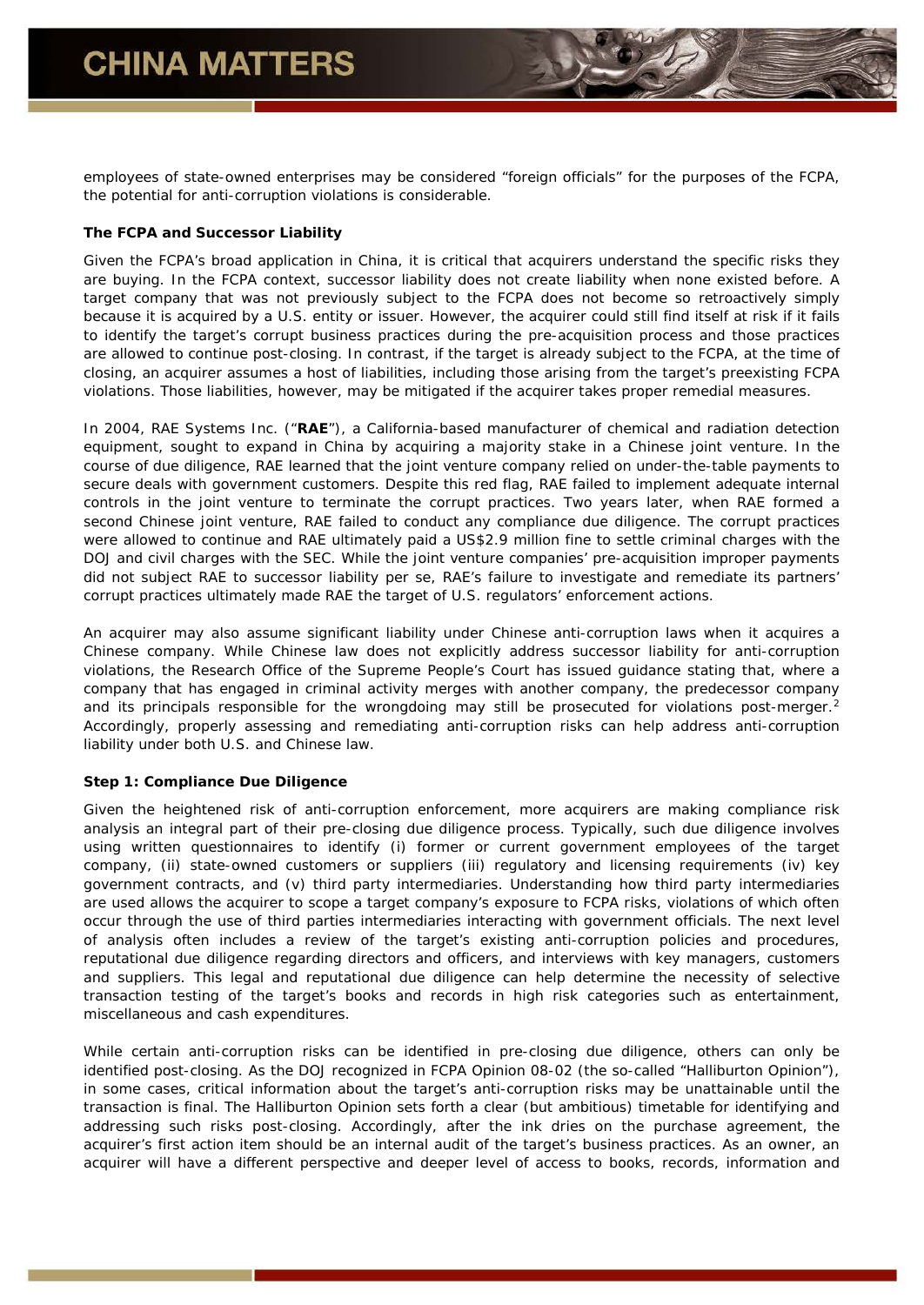employees of state-owned enterprises may be considered "foreign officials" for the purposes of the FCPA, the potential for anti-corruption violations is considerable.

**The FCPA and Successor Liability**

Given the FCPA's broad application in China, it is critical that acquirers understand the specific risks they are buying. In the FCPA context, successor liability does not create liability when none existed before. A target company that was not previously subject to the FCPA does not become so retroactively simply because it is acquired by a U.S. entity or issuer. However, the acquirer could still find itself at risk if it fails to identify the target's corrupt business practices during the pre-acquisition process and those practices are allowed to continue post-closing. In contrast, if the target is already subject to the FCPA, at the time of closing, an acquirer assumes a host of liabilities, including those arising from the target's preexisting FCPA violations. Those liabilities, however, may be mitigated if the acquirer takes proper remedial measures.

In 2004, RAE Systems Inc. ("**RAE**"), a California-based manufacturer of chemical and radiation detection equipment, sought to expand in China by acquiring a majority stake in a Chinese joint venture. In the course of due diligence, RAE learned that the joint venture company relied on under-the-table payments to secure deals with government customers. Despite this red flag, RAE failed to implement adequate internal controls in the joint venture to terminate the corrupt practices. Two years later, when RAE formed a second Chinese joint venture, RAE failed to conduct any compliance due diligence. The corrupt practices were allowed to continue and RAE ultimately paid a US$2.9 million fine to settle criminal charges with the DOJ and civil charges with the SEC. While the joint venture companies' pre-acquisition improper payments did not subject RAE to successor liability per se, RAE's failure to investigate and remediate its partners' corrupt practices ultimately made RAE the target of U.S. regulators' enforcement actions.

An acquirer may also assume significant liability under Chinese anti-corruption laws when it acquires a Chinese company. While Chinese law does not explicitly address successor liability for anti-corruption violations, the Research Office of the Supreme People's Court has issued guidance stating that, where a company that has engaged in criminal activity merges with another company, the predecessor company and its principals responsible for the wrongdoing may still be prosecuted for violations post-merger.[2] Accordingly, properly assessing and remediating anti-corruption risks can help address anti-corruption liability under both U.S. and Chinese law.

**Step 1: Compliance Due Diligence**

Given the heightened risk of anti-corruption enforcement, more acquirers are making compliance risk analysis an integral part of their pre-closing due diligence process. Typically, such due diligence involves using written questionnaires to identify (i) former or current government employees of the target company, (ii) state-owned customers or suppliers (iii) regulatory and licensing requirements (iv) key government contracts, and (v) third party intermediaries. Understanding how third party intermediaries are used allows the acquirer to scope a target company's exposure to FCPA risks, violations of which often occur through the use of third parties intermediaries interacting with government officials. The next level of analysis often includes a review of the target's existing anti-corruption policies and procedures, reputational due diligence regarding directors and officers, and interviews with key managers, customers and suppliers. This legal and reputational due diligence can help determine the necessity of selective transaction testing of the target's books and records in high risk categories such as entertainment, miscellaneous and cash expenditures.

While certain anti-corruption risks can be identified in pre-closing due diligence, others can only be identified post-closing. As the DOJ recognized in FCPA Opinion 08-02 (the so-called "Halliburton Opinion"), in some cases, critical information about the target's anti-corruption risks may be unattainable until the transaction is final. The Halliburton Opinion sets forth a clear (but ambitious) timetable for identifying and addressing such risks post-closing. Accordingly, after the ink dries on the purchase agreement, the acquirer's first action item should be an internal audit of the target's business practices. As an owner, an acquirer will have a different perspective and deeper level of access to books, records, information and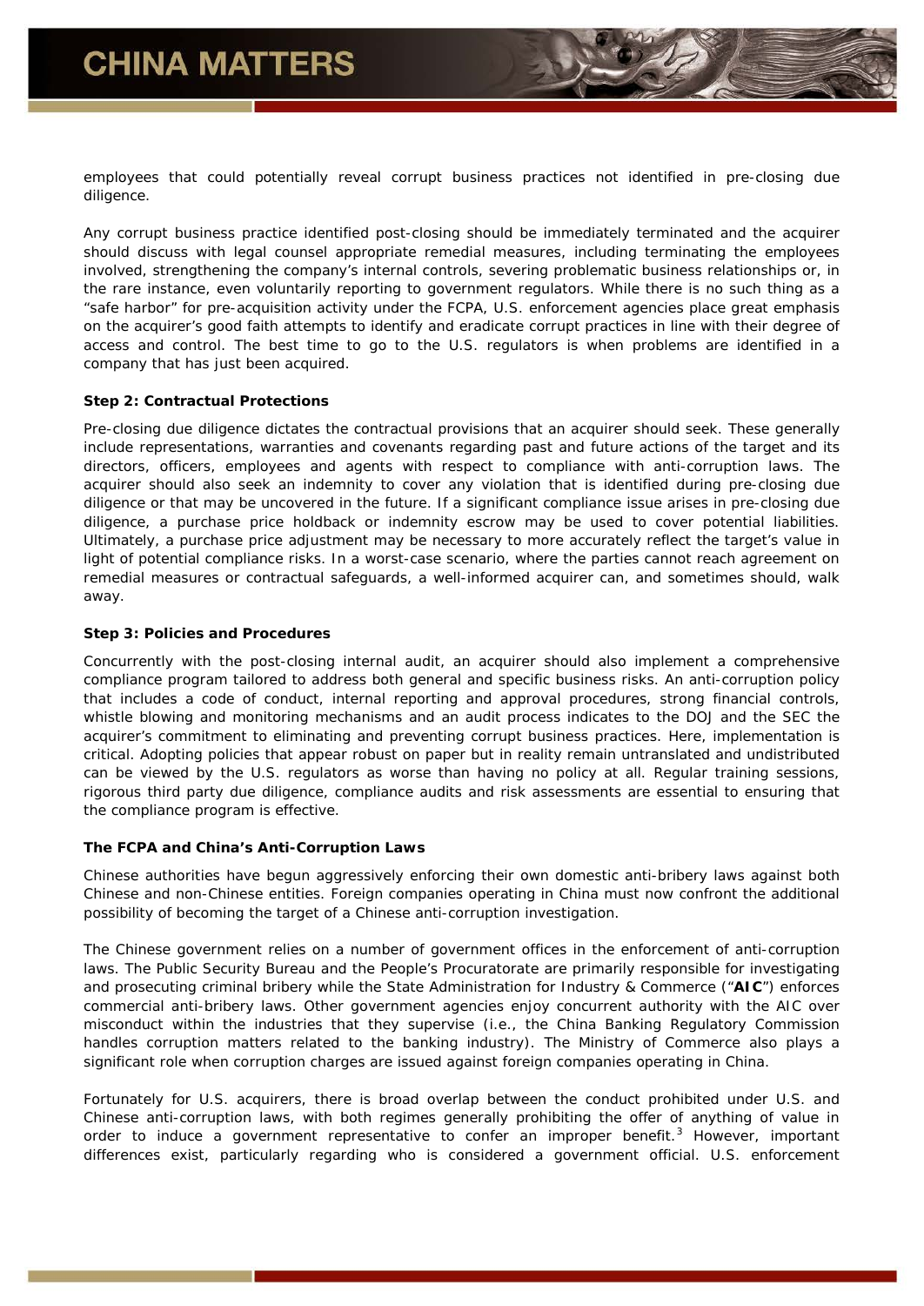employees that could potentially reveal corrupt business practices not identified in pre-closing due diligence.

Any corrupt business practice identified post-closing should be immediately terminated and the acquirer should discuss with legal counsel appropriate remedial measures, including terminating the employees involved, strengthening the company's internal controls, severing problematic business relationships or, in the rare instance, even voluntarily reporting to government regulators. While there is no such thing as a "safe harbor" for pre-acquisition activity under the FCPA, U.S. enforcement agencies place great emphasis on the acquirer's good faith attempts to identify and eradicate corrupt practices in line with their degree of access and control. The best time to go to the U.S. regulators is when problems are identified in a company that has just been acquired.

**Step 2: Contractual Protections**

Pre-closing due diligence dictates the contractual provisions that an acquirer should seek. These generally include representations, warranties and covenants regarding past and future actions of the target and its directors, officers, employees and agents with respect to compliance with anti-corruption laws. The acquirer should also seek an indemnity to cover any violation that is identified during pre-closing due diligence or that may be uncovered in the future. If a significant compliance issue arises in pre-closing due diligence, a purchase price holdback or indemnity escrow may be used to cover potential liabilities. Ultimately, a purchase price adjustment may be necessary to more accurately reflect the target's value in light of potential compliance risks. In a worst-case scenario, where the parties cannot reach agreement on remedial measures or contractual safeguards, a well-informed acquirer can, and sometimes should, walk away.

**Step 3: Policies and Procedures**

Concurrently with the post-closing internal audit, an acquirer should also implement a comprehensive compliance program tailored to address both general and specific business risks. An anti-corruption policy that includes a code of conduct, internal reporting and approval procedures, strong financial controls, whistle blowing and monitoring mechanisms and an audit process indicates to the DOJ and the SEC the acquirer's commitment to eliminating and preventing corrupt business practices. Here, implementation is critical. Adopting policies that appear robust on paper but in reality remain untranslated and undistributed can be viewed by the U.S. regulators as worse than having no policy at all. Regular training sessions, rigorous third party due diligence, compliance audits and risk assessments are essential to ensuring that the compliance program is effective.

**The FCPA and China's Anti-Corruption Laws**

Chinese authorities have begun aggressively enforcing their own domestic anti-bribery laws against both Chinese and non-Chinese entities. Foreign companies operating in China must now confront the additional possibility of becoming the target of a Chinese anti-corruption investigation.

The Chinese government relies on a number of government offices in the enforcement of anti-corruption laws. The Public Security Bureau and the People's Procuratorate are primarily responsible for investigating and prosecuting criminal bribery while the State Administration for Industry & Commerce ("**AIC**") enforces commercial anti-bribery laws. Other government agencies enjoy concurrent authority with the AIC over misconduct within the industries that they supervise (i.e., the China Banking Regulatory Commission handles corruption matters related to the banking industry). The Ministry of Commerce also plays a significant role when corruption charges are issued against foreign companies operating in China.

Fortunately for U.S. acquirers, there is broad overlap between the conduct prohibited under U.S. and Chinese anti-corruption laws, with both regimes generally prohibiting the offer of anything of value in order to induce a government representative to confer an improper benefit.[3] However, important differences exist, particularly regarding who is considered a government official. U.S. enforcement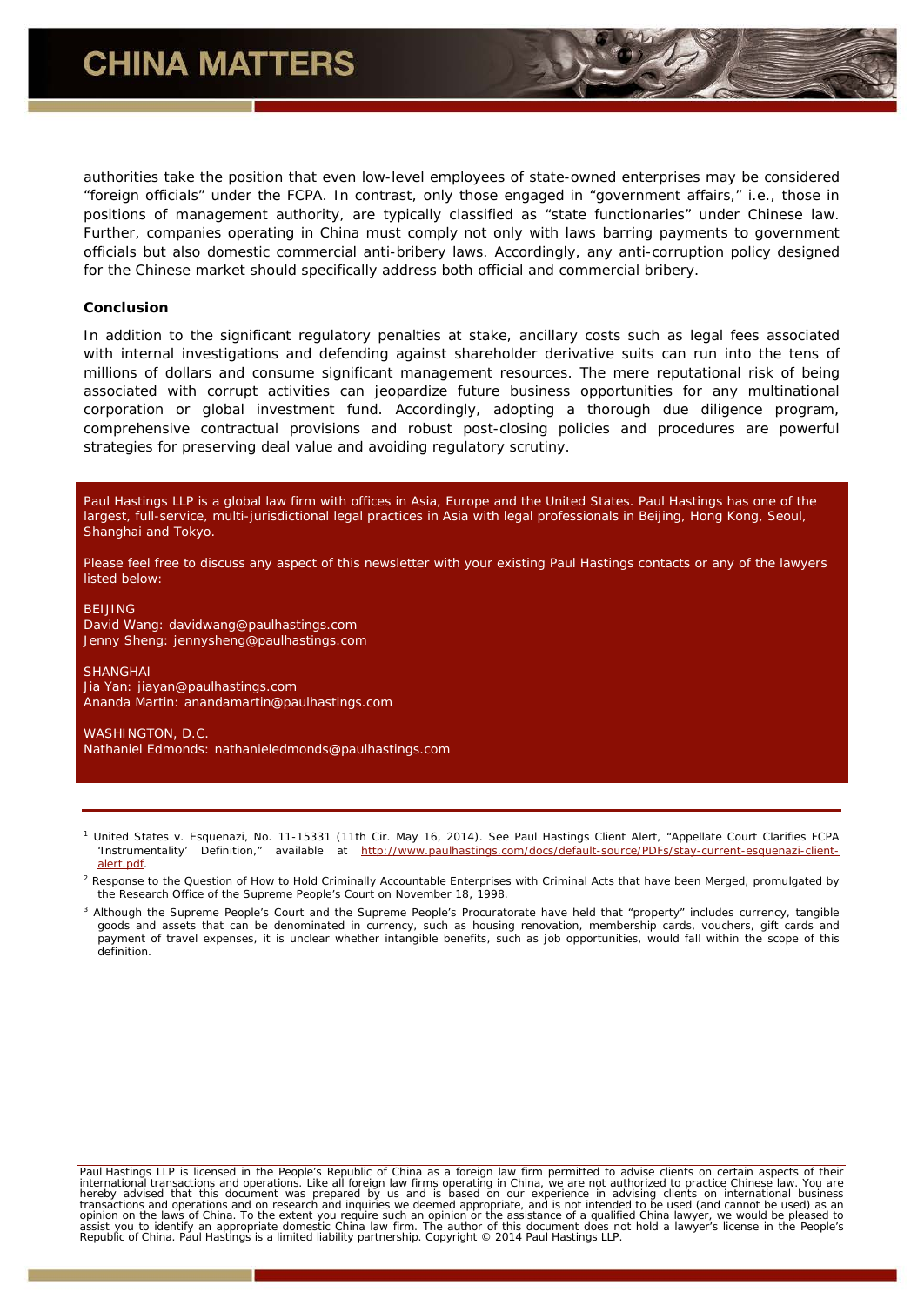authorities take the position that even low-level employees of state-owned enterprises may be considered "foreign officials" under the FCPA. In contrast, only those engaged in "government affairs," i.e., those in positions of management authority, are typically classified as "state functionaries" under Chinese law. Further, companies operating in China must comply not only with laws barring payments to government officials but also domestic commercial anti-bribery laws. Accordingly, any anti-corruption policy designed for the Chinese market should specifically address both official and commercial bribery.

**Conclusion**

In addition to the significant regulatory penalties at stake, ancillary costs such as legal fees associated with internal investigations and defending against shareholder derivative suits can run into the tens of millions of dollars and consume significant management resources. The mere reputational risk of being associated with corrupt activities can jeopardize future business opportunities for any multinational corporation or global investment fund. Accordingly, adopting a thorough due diligence program, comprehensive contractual provisions and robust post-closing policies and procedures are powerful strategies for preserving deal value and avoiding regulatory scrutiny.

Paul Hastings LLP is a global law firm with offices in Asia, Europe and the United States. Paul Hastings has one of the largest, full-service, multi-jurisdictional legal practices in Asia with legal professionals in Beijing, Hong Kong, Seoul, Shanghai and Tokyo.

Please feel free to discuss any aspect of this newsletter with your existing Paul Hastings contacts or any of the lawyers listed below:

BEIJING
David Wang: davidwang@paulhastings.com
Jenny Sheng: jennysheng@paulhastings.com

SHANGHAI
Jia Yan: jiayan@paulhastings.com
Ananda Martin: anandamartin@paulhastings.com

WASHINGTON, D.C.
Nathaniel Edmonds: nathanieledmonds@paulhastings.com

---

[1] United States v. Esquenazi, No. 11-15331 (11th Cir. May 16, 2014). See Paul Hastings Client Alert, "Appellate Court Clarifies FCPA 'Instrumentality' Definition," available at http://www.paulhastings.com/docs/default-source/PDFs/stay-current-esquenazi-client-alert.pdf.

[2] Response to the Question of How to Hold Criminally Accountable Enterprises with Criminal Acts that have been Merged, promulgated by the Research Office of the Supreme People's Court on November 18, 1998.

[3] Although the Supreme People's Court and the Supreme People's Procuratorate have held that "property" includes currency, tangible goods and assets that can be denominated in currency, such as housing renovation, membership cards, vouchers, gift cards and payment of travel expenses, it is unclear whether intangible benefits, such as job opportunities, would fall within the scope of this definition.

Paul Hastings LLP is licensed in the People's Republic of China as a foreign law firm permitted to advise clients on certain aspects of their international transactions and operations. Like all foreign law firms operating in China, we are not authorized to practice Chinese law. You are hereby advised that this document was prepared by us and is based on our experience in advising clients on international business transactions and operations and on research and inquiries we deemed appropriate, and is not intended to be used (and cannot be used) as an opinion on the laws of China. To the extent you require such an opinion or the assistance of a qualified China lawyer, we would be pleased to assist you to identify an appropriate domestic China law firm. The author of this document does not hold a lawyer's license in the People's Republic of China. Paul Hastings is a limited liability partnership. Copyright © 2014 Paul Hastings LLP.